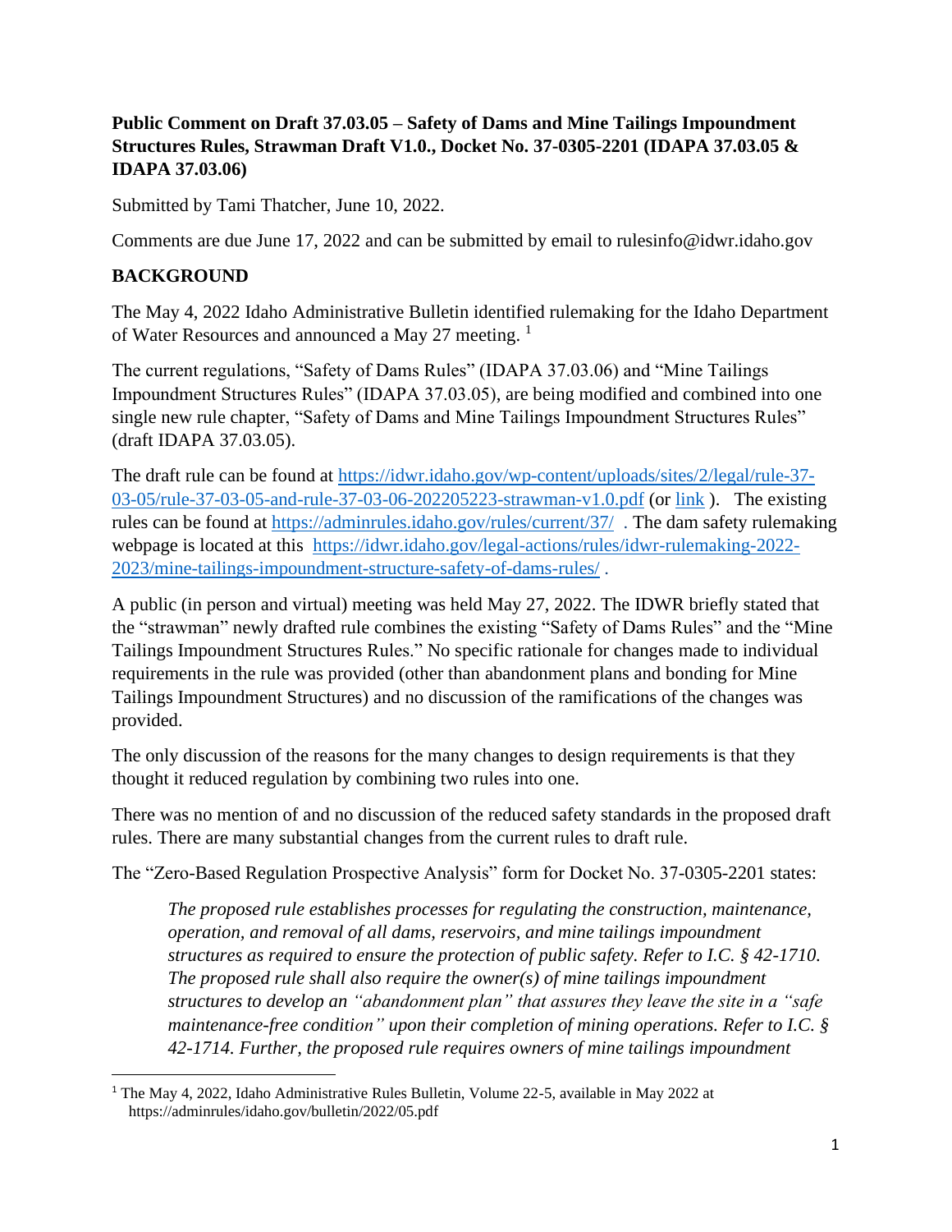**Public Comment on Draft 37.03.05 – Safety of Dams and Mine Tailings Impoundment Structures Rules, Strawman Draft V1.0., Docket No. 37-0305-2201 (IDAPA 37.03.05 & IDAPA 37.03.06)**

Submitted by Tami Thatcher, June 10, 2022.

Comments are due June 17, 2022 and can be submitted by email to rulesinfo@idwr.idaho.gov

## BACKGROUND

The May 4, 2022 Idaho Administrative Bulletin identified rulemaking for the Idaho Department of Water Resources and announced a May 27 meeting. [1]

The current regulations, "Safety of Dams Rules" (IDAPA 37.03.06) and "Mine Tailings Impoundment Structures Rules" (IDAPA 37.03.05), are being modified and combined into one single new rule chapter, "Safety of Dams and Mine Tailings Impoundment Structures Rules" (draft IDAPA 37.03.05).

The draft rule can be found at https://idwr.idaho.gov/wp-content/uploads/sites/2/legal/rule-37-03-05/rule-37-03-05-and-rule-37-03-06-202205223-strawman-v1.0.pdf (or link ). The existing rules can be found at https://adminrules.idaho.gov/rules/current/37/ . The dam safety rulemaking webpage is located at this https://idwr.idaho.gov/legal-actions/rules/idwr-rulemaking-2022-2023/mine-tailings-impoundment-structure-safety-of-dams-rules/ .

A public (in person and virtual) meeting was held May 27, 2022. The IDWR briefly stated that the "strawman" newly drafted rule combines the existing "Safety of Dams Rules" and the "Mine Tailings Impoundment Structures Rules." No specific rationale for changes made to individual requirements in the rule was provided (other than abandonment plans and bonding for Mine Tailings Impoundment Structures) and no discussion of the ramifications of the changes was provided.

The only discussion of the reasons for the many changes to design requirements is that they thought it reduced regulation by combining two rules into one.

There was no mention of and no discussion of the reduced safety standards in the proposed draft rules. There are many substantial changes from the current rules to draft rule.

The "Zero-Based Regulation Prospective Analysis" form for Docket No. 37-0305-2201 states:

> *The proposed rule establishes processes for regulating the construction, maintenance, operation, and removal of all dams, reservoirs, and mine tailings impoundment structures as required to ensure the protection of public safety. Refer to I.C. § 42-1710. The proposed rule shall also require the owner(s) of mine tailings impoundment structures to develop an "abandonment plan" that assures they leave the site in a "safe maintenance-free condition" upon their completion of mining operations. Refer to I.C. § 42-1714. Further, the proposed rule requires owners of mine tailings impoundment*

[1] The May 4, 2022, Idaho Administrative Rules Bulletin, Volume 22-5, available in May 2022 at https://adminrules/idaho.gov/bulletin/2022/05.pdf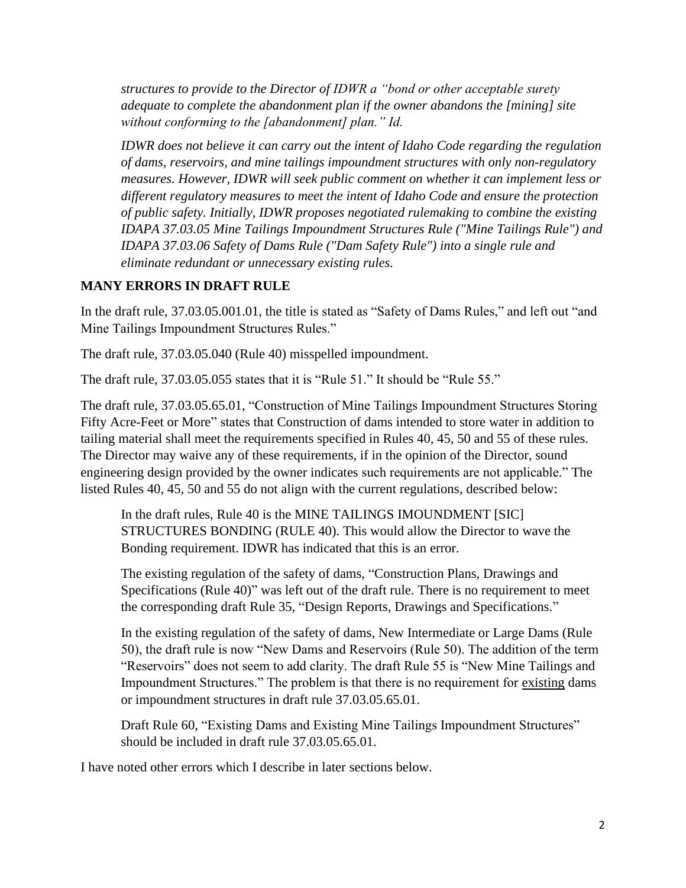*structures to provide to the Director of IDWR a "bond or other acceptable surety adequate to complete the abandonment plan if the owner abandons the [mining] site without conforming to the [abandonment] plan." Id.*

*IDWR does not believe it can carry out the intent of Idaho Code regarding the regulation of dams, reservoirs, and mine tailings impoundment structures with only non-regulatory measures. However, IDWR will seek public comment on whether it can implement less or different regulatory measures to meet the intent of Idaho Code and ensure the protection of public safety. Initially, IDWR proposes negotiated rulemaking to combine the existing IDAPA 37.03.05 Mine Tailings Impoundment Structures Rule ("Mine Tailings Rule") and IDAPA 37.03.06 Safety of Dams Rule ("Dam Safety Rule") into a single rule and eliminate redundant or unnecessary existing rules.*

**MANY ERRORS IN DRAFT RULE**

In the draft rule, 37.03.05.001.01, the title is stated as "Safety of Dams Rules," and left out "and Mine Tailings Impoundment Structures Rules."

The draft rule, 37.03.05.040 (Rule 40) misspelled impoundment.

The draft rule, 37.03.05.055 states that it is "Rule 51." It should be "Rule 55."

The draft rule, 37.03.05.65.01, "Construction of Mine Tailings Impoundment Structures Storing Fifty Acre-Feet or More" states that Construction of dams intended to store water in addition to tailing material shall meet the requirements specified in Rules 40, 45, 50 and 55 of these rules. The Director may waive any of these requirements, if in the opinion of the Director, sound engineering design provided by the owner indicates such requirements are not applicable." The listed Rules 40, 45, 50 and 55 do not align with the current regulations, described below:

> In the draft rules, Rule 40 is the MINE TAILINGS IMOUNDMENT [SIC] STRUCTURES BONDING (RULE 40). This would allow the Director to wave the Bonding requirement. IDWR has indicated that this is an error.
>
> The existing regulation of the safety of dams, "Construction Plans, Drawings and Specifications (Rule 40)" was left out of the draft rule. There is no requirement to meet the corresponding draft Rule 35, "Design Reports, Drawings and Specifications."
>
> In the existing regulation of the safety of dams, New Intermediate or Large Dams (Rule 50), the draft rule is now "New Dams and Reservoirs (Rule 50). The addition of the term "Reservoirs" does not seem to add clarity. The draft Rule 55 is "New Mine Tailings and Impoundment Structures." The problem is that there is no requirement for existing dams or impoundment structures in draft rule 37.03.05.65.01.
>
> Draft Rule 60, "Existing Dams and Existing Mine Tailings Impoundment Structures" should be included in draft rule 37.03.05.65.01.

I have noted other errors which I describe in later sections below.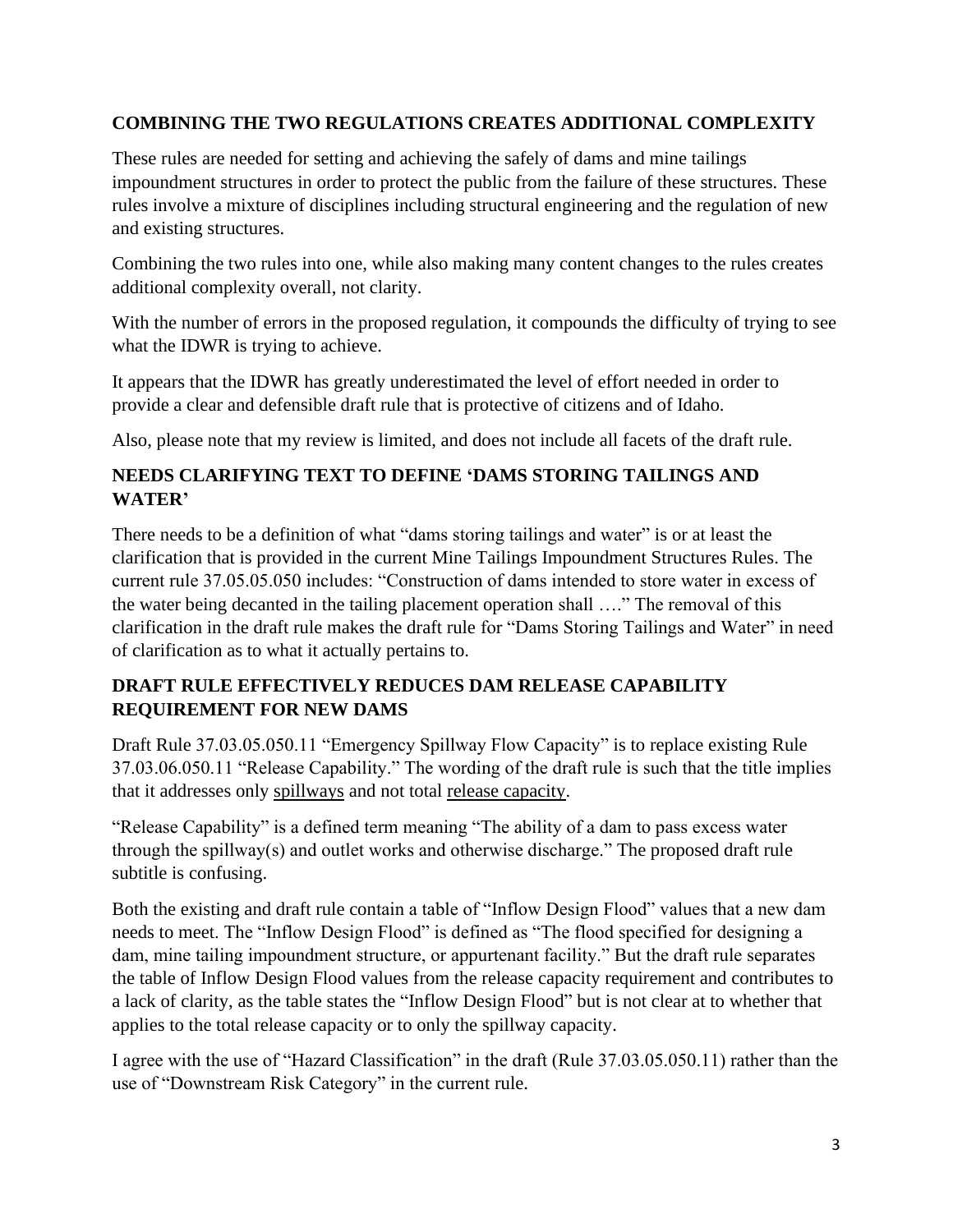## COMBINING THE TWO REGULATIONS CREATES ADDITIONAL COMPLEXITY

These rules are needed for setting and achieving the safely of dams and mine tailings impoundment structures in order to protect the public from the failure of these structures. These rules involve a mixture of disciplines including structural engineering and the regulation of new and existing structures.

Combining the two rules into one, while also making many content changes to the rules creates additional complexity overall, not clarity.

With the number of errors in the proposed regulation, it compounds the difficulty of trying to see what the IDWR is trying to achieve.

It appears that the IDWR has greatly underestimated the level of effort needed in order to provide a clear and defensible draft rule that is protective of citizens and of Idaho.

Also, please note that my review is limited, and does not include all facets of the draft rule.

## NEEDS CLARIFYING TEXT TO DEFINE 'DAMS STORING TAILINGS AND WATER'

There needs to be a definition of what "dams storing tailings and water" is or at least the clarification that is provided in the current Mine Tailings Impoundment Structures Rules. The current rule 37.05.05.050 includes: "Construction of dams intended to store water in excess of the water being decanted in the tailing placement operation shall …." The removal of this clarification in the draft rule makes the draft rule for "Dams Storing Tailings and Water" in need of clarification as to what it actually pertains to.

## DRAFT RULE EFFECTIVELY REDUCES DAM RELEASE CAPABILITY REQUIREMENT FOR NEW DAMS

Draft Rule 37.03.05.050.11 "Emergency Spillway Flow Capacity" is to replace existing Rule 37.03.06.050.11 "Release Capability." The wording of the draft rule is such that the title implies that it addresses only <u>spillways</u> and not total <u>release capacity</u>.

"Release Capability" is a defined term meaning "The ability of a dam to pass excess water through the spillway(s) and outlet works and otherwise discharge." The proposed draft rule subtitle is confusing.

Both the existing and draft rule contain a table of "Inflow Design Flood" values that a new dam needs to meet. The "Inflow Design Flood" is defined as "The flood specified for designing a dam, mine tailing impoundment structure, or appurtenant facility." But the draft rule separates the table of Inflow Design Flood values from the release capacity requirement and contributes to a lack of clarity, as the table states the "Inflow Design Flood" but is not clear at to whether that applies to the total release capacity or to only the spillway capacity.

I agree with the use of "Hazard Classification" in the draft (Rule 37.03.05.050.11) rather than the use of "Downstream Risk Category" in the current rule.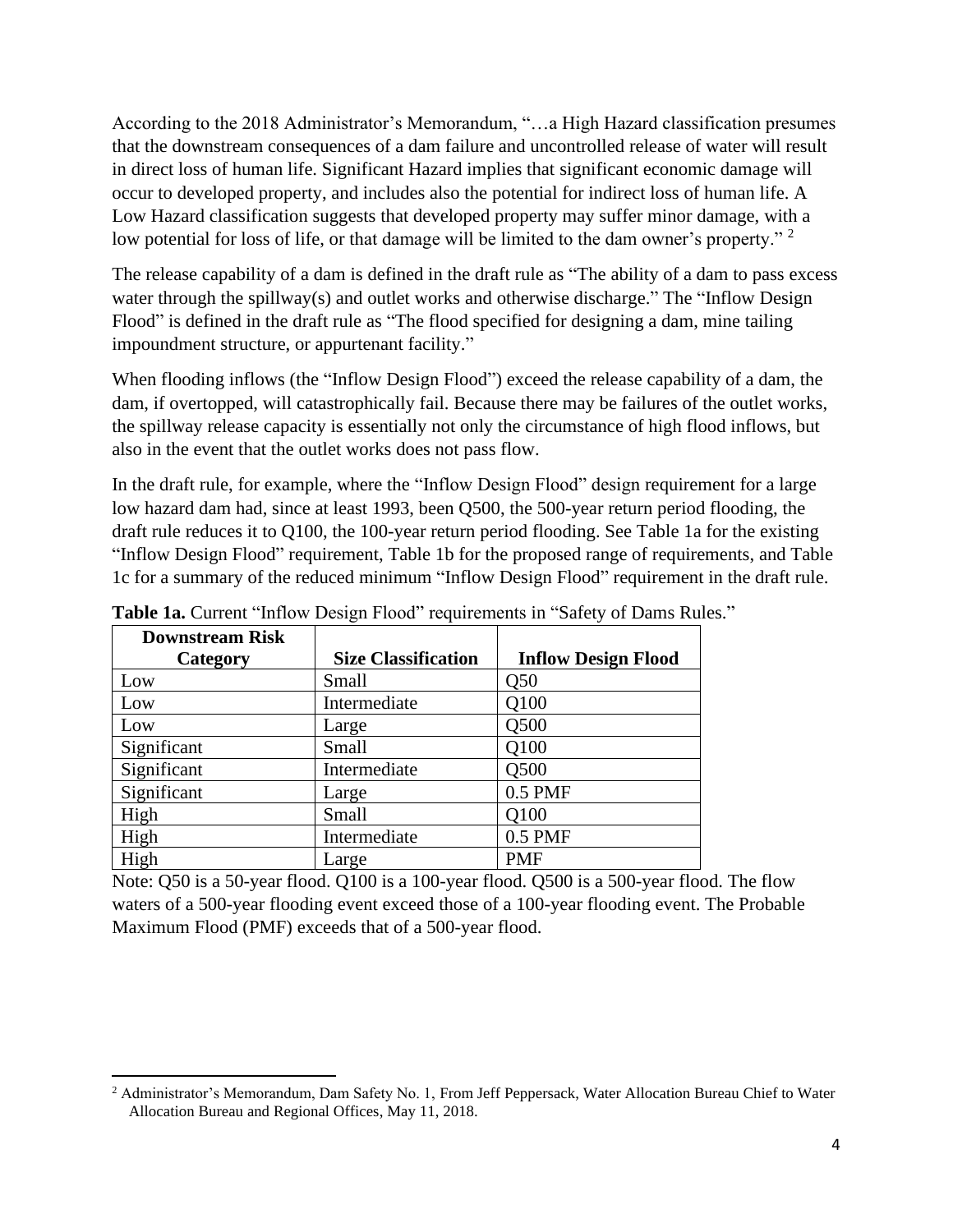According to the 2018 Administrator's Memorandum, "…a High Hazard classification presumes that the downstream consequences of a dam failure and uncontrolled release of water will result in direct loss of human life. Significant Hazard implies that significant economic damage will occur to developed property, and includes also the potential for indirect loss of human life. A Low Hazard classification suggests that developed property may suffer minor damage, with a low potential for loss of life, or that damage will be limited to the dam owner's property." [2]

The release capability of a dam is defined in the draft rule as "The ability of a dam to pass excess water through the spillway(s) and outlet works and otherwise discharge." The "Inflow Design Flood" is defined in the draft rule as "The flood specified for designing a dam, mine tailing impoundment structure, or appurtenant facility."

When flooding inflows (the "Inflow Design Flood") exceed the release capability of a dam, the dam, if overtopped, will catastrophically fail. Because there may be failures of the outlet works, the spillway release capacity is essentially not only the circumstance of high flood inflows, but also in the event that the outlet works does not pass flow.

In the draft rule, for example, where the "Inflow Design Flood" design requirement for a large low hazard dam had, since at least 1993, been Q500, the 500-year return period flooding, the draft rule reduces it to Q100, the 100-year return period flooding. See Table 1a for the existing "Inflow Design Flood" requirement, Table 1b for the proposed range of requirements, and Table 1c for a summary of the reduced minimum "Inflow Design Flood" requirement in the draft rule.

**Table 1a.** Current "Inflow Design Flood" requirements in "Safety of Dams Rules."

| Downstream Risk Category | Size Classification | Inflow Design Flood |
|---|---|---|
| Low | Small | Q50 |
| Low | Intermediate | Q100 |
| Low | Large | Q500 |
| Significant | Small | Q100 |
| Significant | Intermediate | Q500 |
| Significant | Large | 0.5 PMF |
| High | Small | Q100 |
| High | Intermediate | 0.5 PMF |
| High | Large | PMF |

Note: Q50 is a 50-year flood. Q100 is a 100-year flood. Q500 is a 500-year flood. The flow waters of a 500-year flooding event exceed those of a 100-year flooding event. The Probable Maximum Flood (PMF) exceeds that of a 500-year flood.

[2] Administrator's Memorandum, Dam Safety No. 1, From Jeff Peppersack, Water Allocation Bureau Chief to Water Allocation Bureau and Regional Offices, May 11, 2018.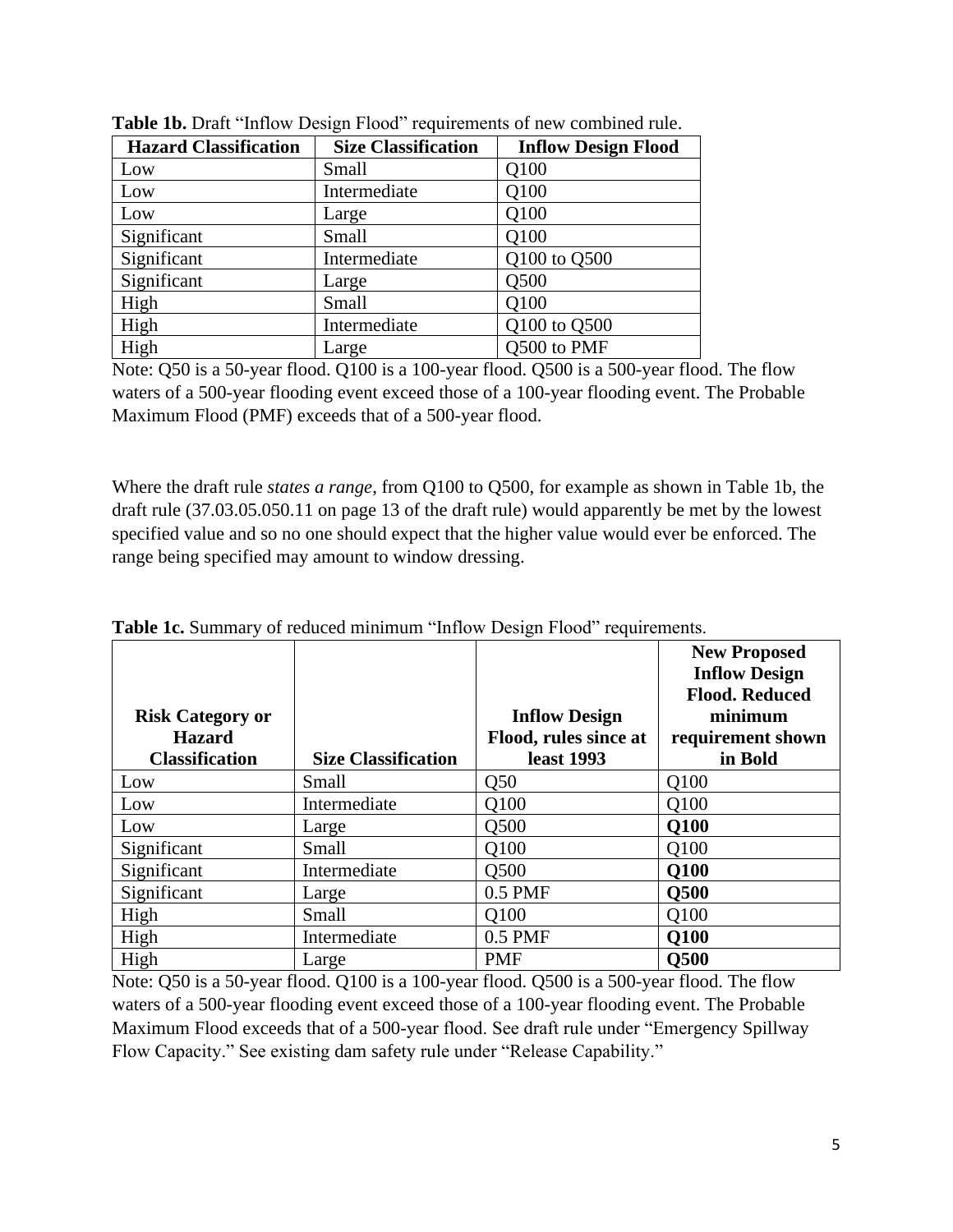**Table 1b.** Draft "Inflow Design Flood" requirements of new combined rule.

| Hazard Classification | Size Classification | Inflow Design Flood |
|---|---|---|
| Low | Small | Q100 |
| Low | Intermediate | Q100 |
| Low | Large | Q100 |
| Significant | Small | Q100 |
| Significant | Intermediate | Q100 to Q500 |
| Significant | Large | Q500 |
| High | Small | Q100 |
| High | Intermediate | Q100 to Q500 |
| High | Large | Q500 to PMF |

Note: Q50 is a 50-year flood. Q100 is a 100-year flood. Q500 is a 500-year flood. The flow waters of a 500-year flooding event exceed those of a 100-year flooding event. The Probable Maximum Flood (PMF) exceeds that of a 500-year flood.

Where the draft rule *states a range*, from Q100 to Q500, for example as shown in Table 1b, the draft rule (37.03.05.050.11 on page 13 of the draft rule) would apparently be met by the lowest specified value and so no one should expect that the higher value would ever be enforced. The range being specified may amount to window dressing.

**Table 1c.** Summary of reduced minimum "Inflow Design Flood" requirements.

| Risk Category or Hazard Classification | Size Classification | Inflow Design Flood, rules since at least 1993 | New Proposed Inflow Design Flood. Reduced minimum requirement shown in Bold |
|---|---|---|---|
| Low | Small | Q50 | Q100 |
| Low | Intermediate | Q100 | Q100 |
| Low | Large | Q500 | **Q100** |
| Significant | Small | Q100 | Q100 |
| Significant | Intermediate | Q500 | **Q100** |
| Significant | Large | 0.5 PMF | **Q500** |
| High | Small | Q100 | Q100 |
| High | Intermediate | 0.5 PMF | **Q100** |
| High | Large | PMF | **Q500** |

Note: Q50 is a 50-year flood. Q100 is a 100-year flood. Q500 is a 500-year flood. The flow waters of a 500-year flooding event exceed those of a 100-year flooding event. The Probable Maximum Flood exceeds that of a 500-year flood. See draft rule under "Emergency Spillway Flow Capacity." See existing dam safety rule under "Release Capability."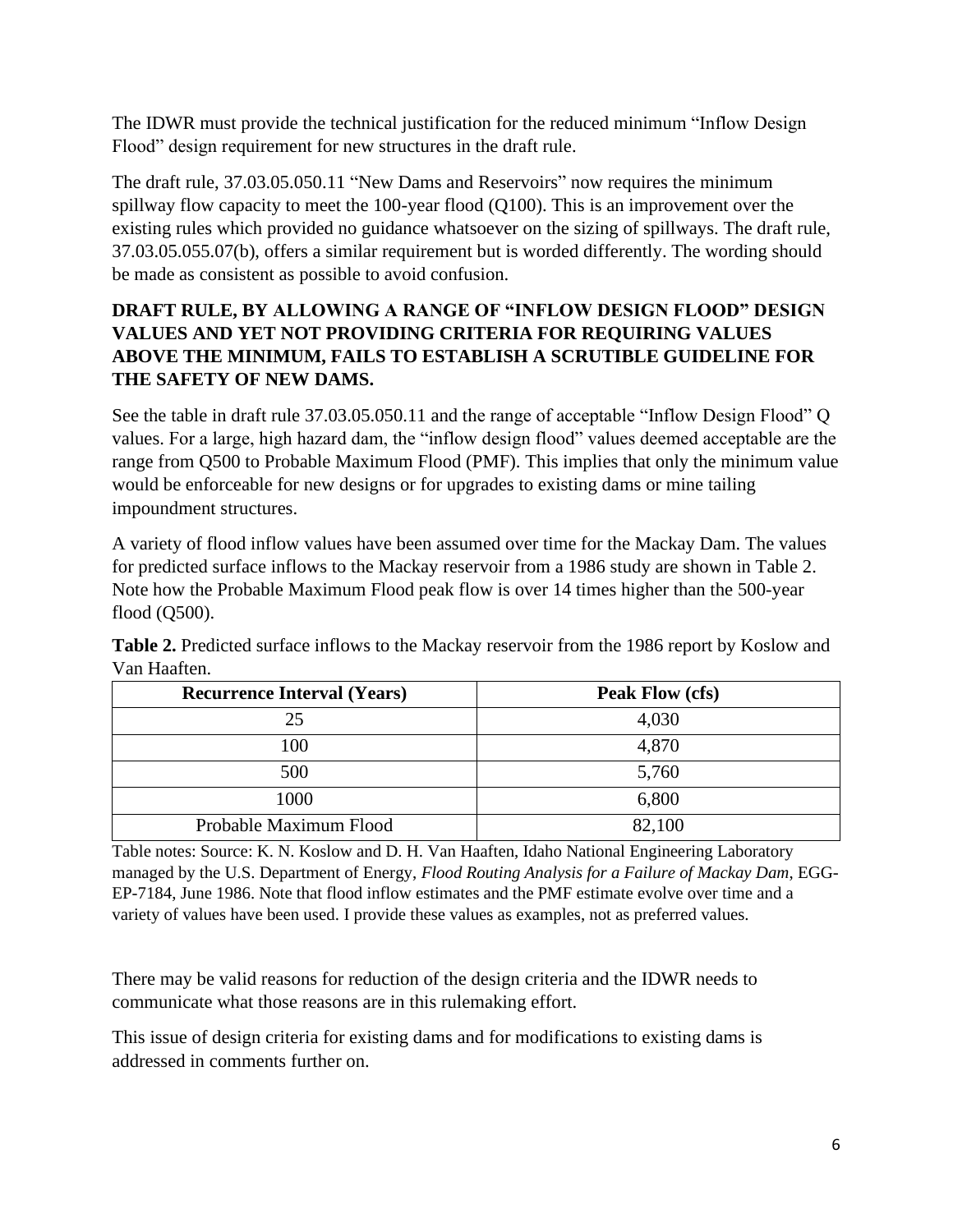The IDWR must provide the technical justification for the reduced minimum "Inflow Design Flood" design requirement for new structures in the draft rule.

The draft rule, 37.03.05.050.11 "New Dams and Reservoirs" now requires the minimum spillway flow capacity to meet the 100-year flood (Q100). This is an improvement over the existing rules which provided no guidance whatsoever on the sizing of spillways. The draft rule, 37.03.05.055.07(b), offers a similar requirement but is worded differently. The wording should be made as consistent as possible to avoid confusion.

**DRAFT RULE, BY ALLOWING A RANGE OF "INFLOW DESIGN FLOOD" DESIGN VALUES AND YET NOT PROVIDING CRITERIA FOR REQUIRING VALUES ABOVE THE MINIMUM, FAILS TO ESTABLISH A SCRUTIBLE GUIDELINE FOR THE SAFETY OF NEW DAMS.**

See the table in draft rule 37.03.05.050.11 and the range of acceptable "Inflow Design Flood" Q values. For a large, high hazard dam, the "inflow design flood" values deemed acceptable are the range from Q500 to Probable Maximum Flood (PMF). This implies that only the minimum value would be enforceable for new designs or for upgrades to existing dams or mine tailing impoundment structures.

A variety of flood inflow values have been assumed over time for the Mackay Dam. The values for predicted surface inflows to the Mackay reservoir from a 1986 study are shown in Table 2. Note how the Probable Maximum Flood peak flow is over 14 times higher than the 500-year flood (Q500).

**Table 2.** Predicted surface inflows to the Mackay reservoir from the 1986 report by Koslow and Van Haaften.

| Recurrence Interval (Years) | Peak Flow (cfs) |
|---|---|
| 25 | 4,030 |
| 100 | 4,870 |
| 500 | 5,760 |
| 1000 | 6,800 |
| Probable Maximum Flood | 82,100 |

Table notes: Source: K. N. Koslow and D. H. Van Haaften, Idaho National Engineering Laboratory managed by the U.S. Department of Energy, *Flood Routing Analysis for a Failure of Mackay Dam*, EGG-EP-7184, June 1986. Note that flood inflow estimates and the PMF estimate evolve over time and a variety of values have been used. I provide these values as examples, not as preferred values.

There may be valid reasons for reduction of the design criteria and the IDWR needs to communicate what those reasons are in this rulemaking effort.

This issue of design criteria for existing dams and for modifications to existing dams is addressed in comments further on.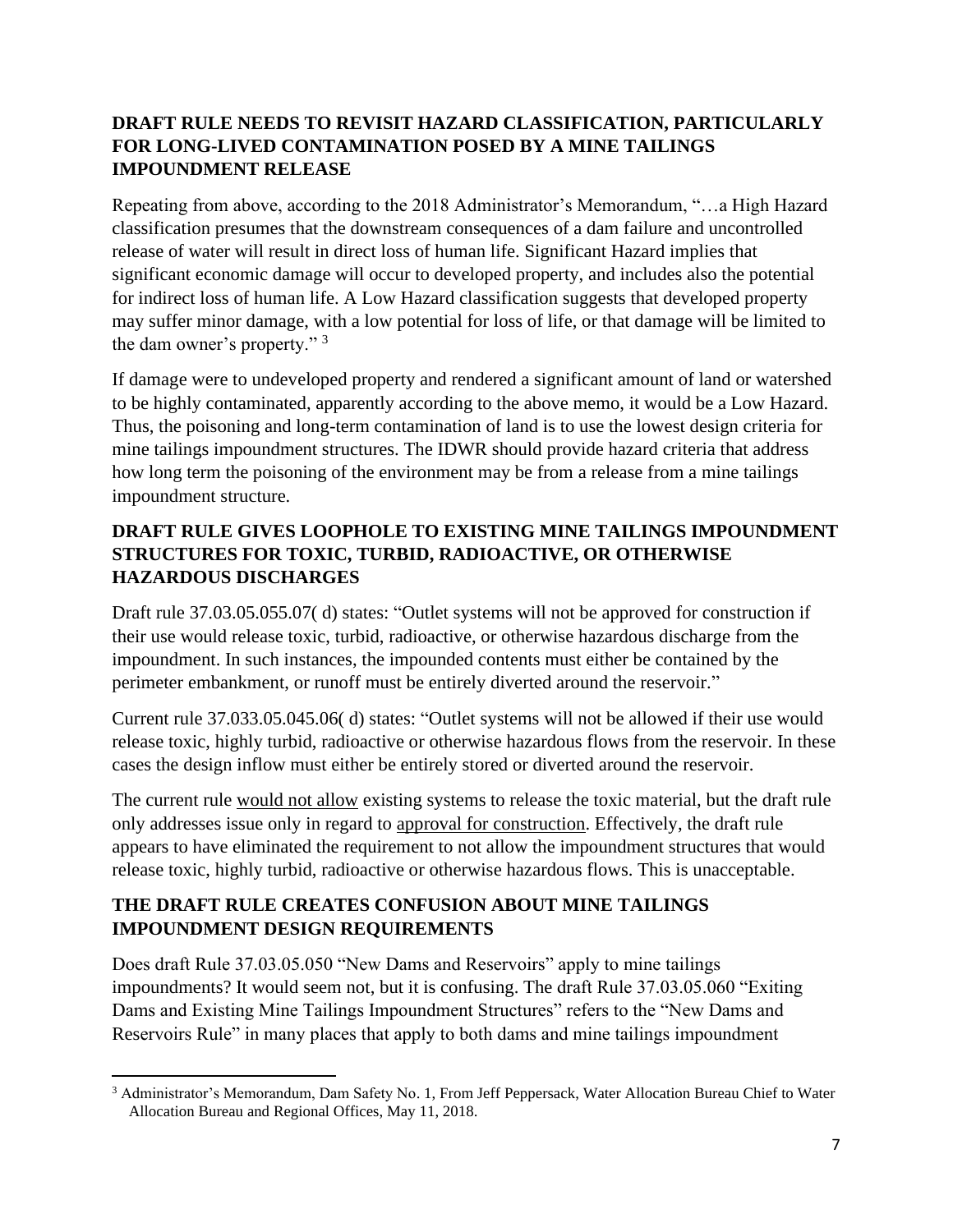## DRAFT RULE NEEDS TO REVISIT HAZARD CLASSIFICATION, PARTICULARLY FOR LONG-LIVED CONTAMINATION POSED BY A MINE TAILINGS IMPOUNDMENT RELEASE

Repeating from above, according to the 2018 Administrator's Memorandum, "…a High Hazard classification presumes that the downstream consequences of a dam failure and uncontrolled release of water will result in direct loss of human life. Significant Hazard implies that significant economic damage will occur to developed property, and includes also the potential for indirect loss of human life. A Low Hazard classification suggests that developed property may suffer minor damage, with a low potential for loss of life, or that damage will be limited to the dam owner's property." [3]

If damage were to undeveloped property and rendered a significant amount of land or watershed to be highly contaminated, apparently according to the above memo, it would be a Low Hazard. Thus, the poisoning and long-term contamination of land is to use the lowest design criteria for mine tailings impoundment structures. The IDWR should provide hazard criteria that address how long term the poisoning of the environment may be from a release from a mine tailings impoundment structure.

## DRAFT RULE GIVES LOOPHOLE TO EXISTING MINE TAILINGS IMPOUNDMENT STRUCTURES FOR TOXIC, TURBID, RADIOACTIVE, OR OTHERWISE HAZARDOUS DISCHARGES

Draft rule 37.03.05.055.07( d) states: "Outlet systems will not be approved for construction if their use would release toxic, turbid, radioactive, or otherwise hazardous discharge from the impoundment. In such instances, the impounded contents must either be contained by the perimeter embankment, or runoff must be entirely diverted around the reservoir."

Current rule 37.033.05.045.06( d) states: "Outlet systems will not be allowed if their use would release toxic, highly turbid, radioactive or otherwise hazardous flows from the reservoir. In these cases the design inflow must either be entirely stored or diverted around the reservoir.

The current rule <u>would not allow</u> existing systems to release the toxic material, but the draft rule only addresses issue only in regard to <u>approval for construction</u>. Effectively, the draft rule appears to have eliminated the requirement to not allow the impoundment structures that would release toxic, highly turbid, radioactive or otherwise hazardous flows. This is unacceptable.

## THE DRAFT RULE CREATES CONFUSION ABOUT MINE TAILINGS IMPOUNDMENT DESIGN REQUIREMENTS

Does draft Rule 37.03.05.050 "New Dams and Reservoirs" apply to mine tailings impoundments? It would seem not, but it is confusing. The draft Rule 37.03.05.060 "Exiting Dams and Existing Mine Tailings Impoundment Structures" refers to the "New Dams and Reservoirs Rule" in many places that apply to both dams and mine tailings impoundment

---

[3] Administrator's Memorandum, Dam Safety No. 1, From Jeff Peppersack, Water Allocation Bureau Chief to Water Allocation Bureau and Regional Offices, May 11, 2018.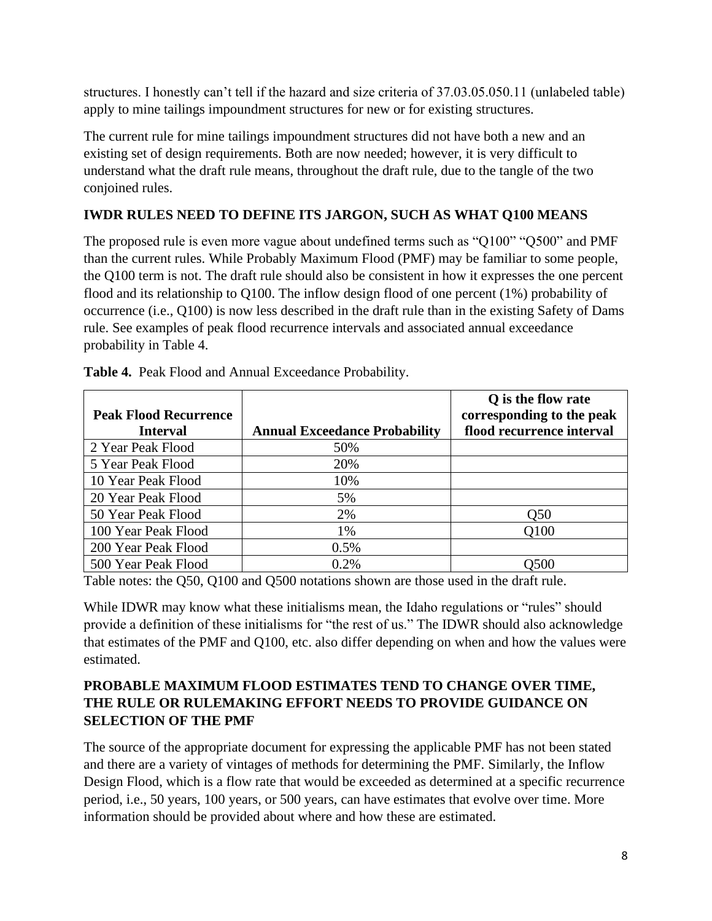structures. I honestly can't tell if the hazard and size criteria of 37.03.05.050.11 (unlabeled table) apply to mine tailings impoundment structures for new or for existing structures.

The current rule for mine tailings impoundment structures did not have both a new and an existing set of design requirements. Both are now needed; however, it is very difficult to understand what the draft rule means, throughout the draft rule, due to the tangle of the two conjoined rules.

## IWDR RULES NEED TO DEFINE ITS JARGON, SUCH AS WHAT Q100 MEANS

The proposed rule is even more vague about undefined terms such as "Q100" "Q500" and PMF than the current rules. While Probably Maximum Flood (PMF) may be familiar to some people, the Q100 term is not. The draft rule should also be consistent in how it expresses the one percent flood and its relationship to Q100. The inflow design flood of one percent (1%) probability of occurrence (i.e., Q100) is now less described in the draft rule than in the existing Safety of Dams rule. See examples of peak flood recurrence intervals and associated annual exceedance probability in Table 4.

**Table 4.** Peak Flood and Annual Exceedance Probability.

| Peak Flood Recurrence Interval | Annual Exceedance Probability | Q is the flow rate corresponding to the peak flood recurrence interval |
|---|---|---|
| 2 Year Peak Flood | 50% | |
| 5 Year Peak Flood | 20% | |
| 10 Year Peak Flood | 10% | |
| 20 Year Peak Flood | 5% | |
| 50 Year Peak Flood | 2% | Q50 |
| 100 Year Peak Flood | 1% | Q100 |
| 200 Year Peak Flood | 0.5% | |
| 500 Year Peak Flood | 0.2% | Q500 |

Table notes: the Q50, Q100 and Q500 notations shown are those used in the draft rule.

While IDWR may know what these initialisms mean, the Idaho regulations or "rules" should provide a definition of these initialisms for "the rest of us." The IDWR should also acknowledge that estimates of the PMF and Q100, etc. also differ depending on when and how the values were estimated.

## PROBABLE MAXIMUM FLOOD ESTIMATES TEND TO CHANGE OVER TIME, THE RULE OR RULEMAKING EFFORT NEEDS TO PROVIDE GUIDANCE ON SELECTION OF THE PMF

The source of the appropriate document for expressing the applicable PMF has not been stated and there are a variety of vintages of methods for determining the PMF. Similarly, the Inflow Design Flood, which is a flow rate that would be exceeded as determined at a specific recurrence period, i.e., 50 years, 100 years, or 500 years, can have estimates that evolve over time. More information should be provided about where and how these are estimated.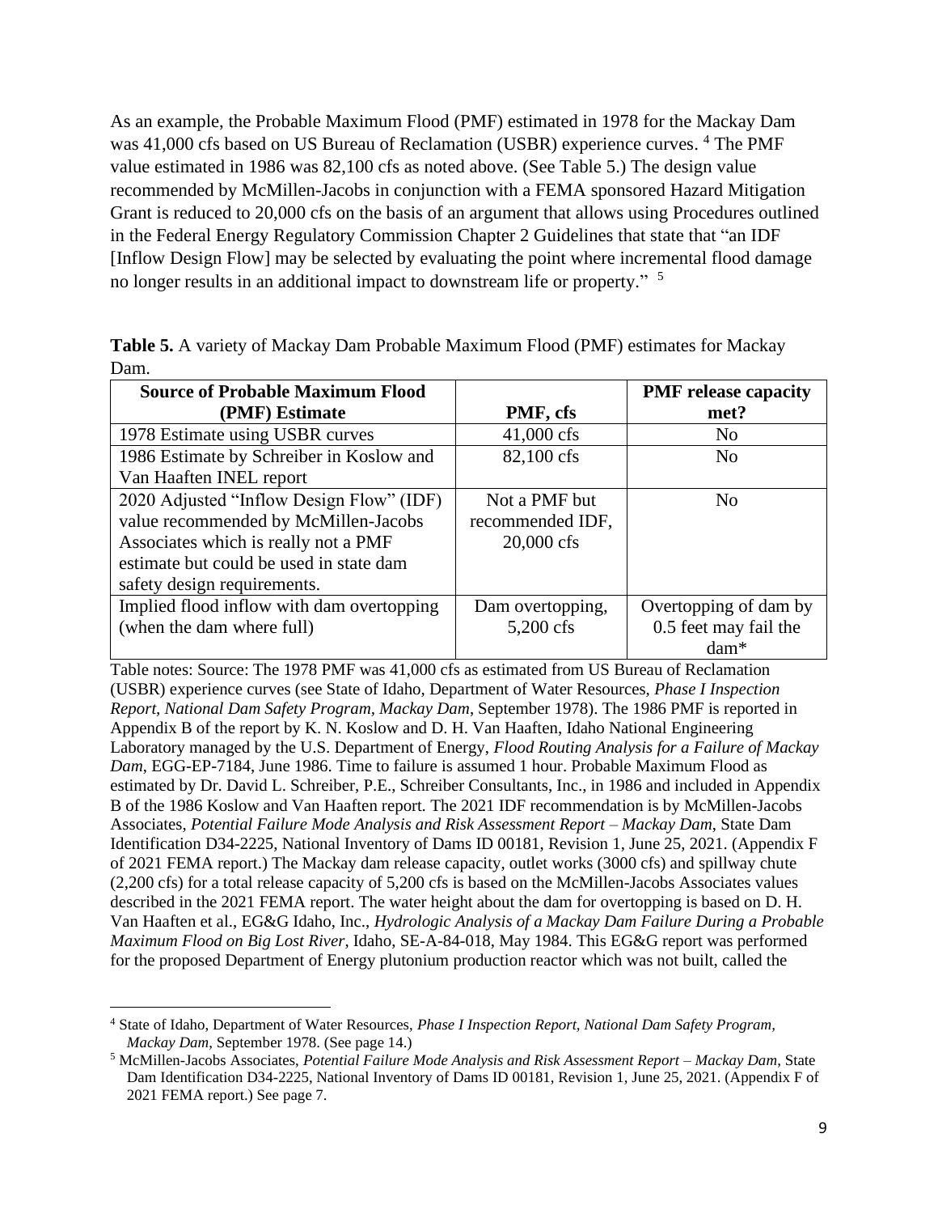As an example, the Probable Maximum Flood (PMF) estimated in 1978 for the Mackay Dam was 41,000 cfs based on US Bureau of Reclamation (USBR) experience curves. [4] The PMF value estimated in 1986 was 82,100 cfs as noted above. (See Table 5.) The design value recommended by McMillen-Jacobs in conjunction with a FEMA sponsored Hazard Mitigation Grant is reduced to 20,000 cfs on the basis of an argument that allows using Procedures outlined in the Federal Energy Regulatory Commission Chapter 2 Guidelines that state that "an IDF [Inflow Design Flow] may be selected by evaluating the point where incremental flood damage no longer results in an additional impact to downstream life or property." [5]

**Table 5.** A variety of Mackay Dam Probable Maximum Flood (PMF) estimates for Mackay Dam.

| Source of Probable Maximum Flood (PMF) Estimate | PMF, cfs | PMF release capacity met? |
|---|---|---|
| 1978 Estimate using USBR curves | 41,000 cfs | No |
| 1986 Estimate by Schreiber in Koslow and Van Haaften INEL report | 82,100 cfs | No |
| 2020 Adjusted "Inflow Design Flow" (IDF) value recommended by McMillen-Jacobs Associates which is really not a PMF estimate but could be used in state dam safety design requirements. | Not a PMF but recommended IDF, 20,000 cfs | No |
| Implied flood inflow with dam overtopping (when the dam where full) | Dam overtopping, 5,200 cfs | Overtopping of dam by 0.5 feet may fail the dam* |

Table notes: Source: The 1978 PMF was 41,000 cfs as estimated from US Bureau of Reclamation (USBR) experience curves (see State of Idaho, Department of Water Resources, *Phase I Inspection Report, National Dam Safety Program, Mackay Dam*, September 1978). The 1986 PMF is reported in Appendix B of the report by K. N. Koslow and D. H. Van Haaften, Idaho National Engineering Laboratory managed by the U.S. Department of Energy, *Flood Routing Analysis for a Failure of Mackay Dam*, EGG-EP-7184, June 1986. Time to failure is assumed 1 hour. Probable Maximum Flood as estimated by Dr. David L. Schreiber, P.E., Schreiber Consultants, Inc., in 1986 and included in Appendix B of the 1986 Koslow and Van Haaften report. The 2021 IDF recommendation is by McMillen-Jacobs Associates, *Potential Failure Mode Analysis and Risk Assessment Report – Mackay Dam*, State Dam Identification D34-2225, National Inventory of Dams ID 00181, Revision 1, June 25, 2021. (Appendix F of 2021 FEMA report.) The Mackay dam release capacity, outlet works (3000 cfs) and spillway chute (2,200 cfs) for a total release capacity of 5,200 cfs is based on the McMillen-Jacobs Associates values described in the 2021 FEMA report. The water height about the dam for overtopping is based on D. H. Van Haaften et al., EG&G Idaho, Inc., *Hydrologic Analysis of a Mackay Dam Failure During a Probable Maximum Flood on Big Lost River*, Idaho, SE-A-84-018, May 1984. This EG&G report was performed for the proposed Department of Energy plutonium production reactor which was not built, called the

[4] State of Idaho, Department of Water Resources, *Phase I Inspection Report, National Dam Safety Program, Mackay Dam*, September 1978. (See page 14.)

[5] McMillen-Jacobs Associates, *Potential Failure Mode Analysis and Risk Assessment Report – Mackay Dam*, State Dam Identification D34-2225, National Inventory of Dams ID 00181, Revision 1, June 25, 2021. (Appendix F of 2021 FEMA report.) See page 7.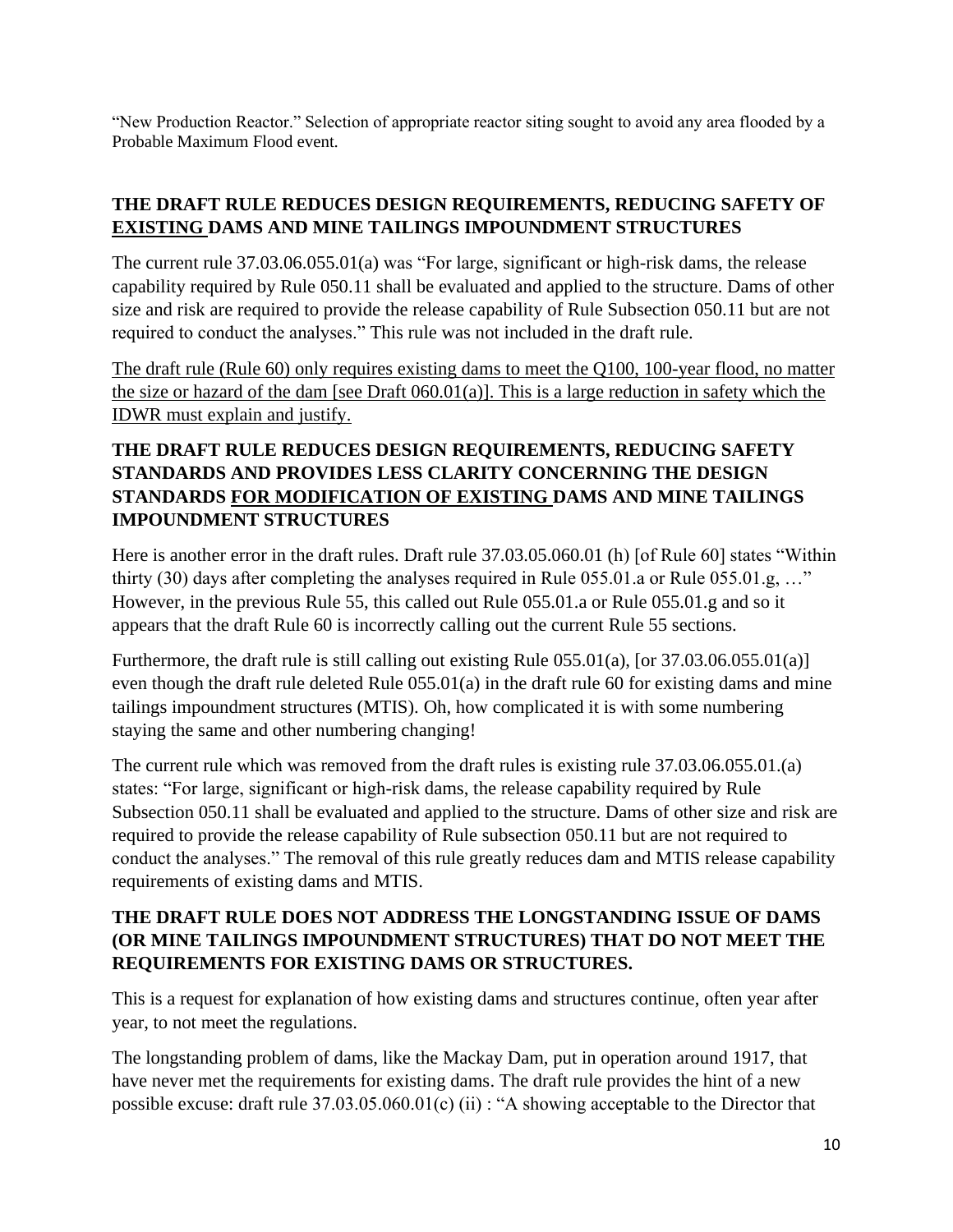"New Production Reactor." Selection of appropriate reactor siting sought to avoid any area flooded by a Probable Maximum Flood event.

## THE DRAFT RULE REDUCES DESIGN REQUIREMENTS, REDUCING SAFETY OF <u>EXISTING</u> DAMS AND MINE TAILINGS IMPOUNDMENT STRUCTURES

The current rule 37.03.06.055.01(a) was "For large, significant or high-risk dams, the release capability required by Rule 050.11 shall be evaluated and applied to the structure. Dams of other size and risk are required to provide the release capability of Rule Subsection 050.11 but are not required to conduct the analyses." This rule was not included in the draft rule.

<u>The draft rule (Rule 60) only requires existing dams to meet the Q100, 100-year flood, no matter the size or hazard of the dam [see Draft 060.01(a)]. This is a large reduction in safety which the IDWR must explain and justify.</u>

## THE DRAFT RULE REDUCES DESIGN REQUIREMENTS, REDUCING SAFETY STANDARDS AND PROVIDES LESS CLARITY CONCERNING THE DESIGN STANDARDS <u>FOR MODIFICATION OF EXISTING</u> DAMS AND MINE TAILINGS IMPOUNDMENT STRUCTURES

Here is another error in the draft rules. Draft rule 37.03.05.060.01 (h) [of Rule 60] states "Within thirty (30) days after completing the analyses required in Rule 055.01.a or Rule 055.01.g, …" However, in the previous Rule 55, this called out Rule 055.01.a or Rule 055.01.g and so it appears that the draft Rule 60 is incorrectly calling out the current Rule 55 sections.

Furthermore, the draft rule is still calling out existing Rule 055.01(a), [or 37.03.06.055.01(a)] even though the draft rule deleted Rule 055.01(a) in the draft rule 60 for existing dams and mine tailings impoundment structures (MTIS). Oh, how complicated it is with some numbering staying the same and other numbering changing!

The current rule which was removed from the draft rules is existing rule 37.03.06.055.01.(a) states: "For large, significant or high-risk dams, the release capability required by Rule Subsection 050.11 shall be evaluated and applied to the structure. Dams of other size and risk are required to provide the release capability of Rule subsection 050.11 but are not required to conduct the analyses." The removal of this rule greatly reduces dam and MTIS release capability requirements of existing dams and MTIS.

## THE DRAFT RULE DOES NOT ADDRESS THE LONGSTANDING ISSUE OF DAMS (OR MINE TAILINGS IMPOUNDMENT STRUCTURES) THAT DO NOT MEET THE REQUIREMENTS FOR EXISTING DAMS OR STRUCTURES.

This is a request for explanation of how existing dams and structures continue, often year after year, to not meet the regulations.

The longstanding problem of dams, like the Mackay Dam, put in operation around 1917, that have never met the requirements for existing dams. The draft rule provides the hint of a new possible excuse: draft rule 37.03.05.060.01(c) (ii) : "A showing acceptable to the Director that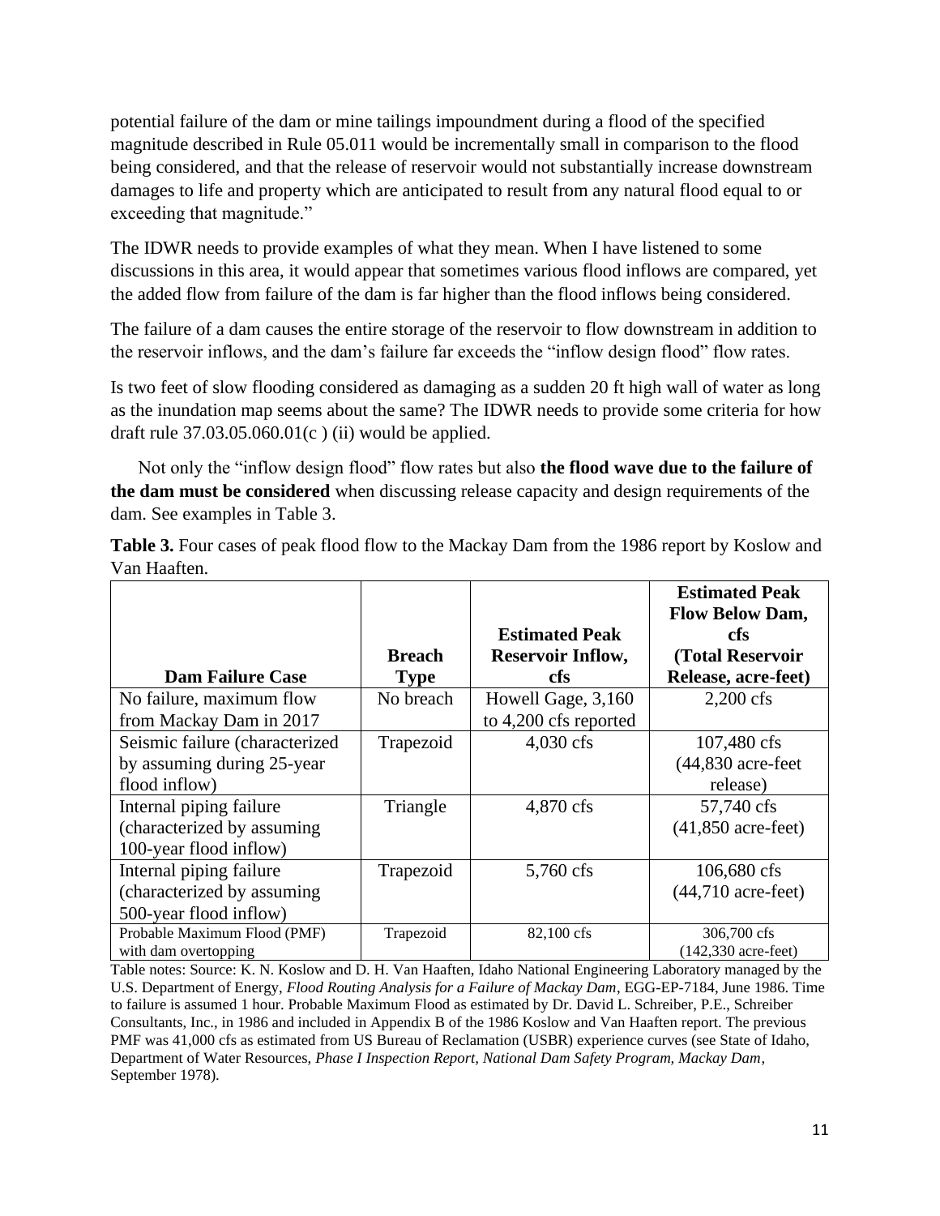potential failure of the dam or mine tailings impoundment during a flood of the specified magnitude described in Rule 05.011 would be incrementally small in comparison to the flood being considered, and that the release of reservoir would not substantially increase downstream damages to life and property which are anticipated to result from any natural flood equal to or exceeding that magnitude."

The IDWR needs to provide examples of what they mean. When I have listened to some discussions in this area, it would appear that sometimes various flood inflows are compared, yet the added flow from failure of the dam is far higher than the flood inflows being considered.

The failure of a dam causes the entire storage of the reservoir to flow downstream in addition to the reservoir inflows, and the dam's failure far exceeds the "inflow design flood" flow rates.

Is two feet of slow flooding considered as damaging as a sudden 20 ft high wall of water as long as the inundation map seems about the same? The IDWR needs to provide some criteria for how draft rule 37.03.05.060.01(c ) (ii) would be applied.

Not only the "inflow design flood" flow rates but also **the flood wave due to the failure of the dam must be considered** when discussing release capacity and design requirements of the dam. See examples in Table 3.

**Table 3.** Four cases of peak flood flow to the Mackay Dam from the 1986 report by Koslow and Van Haaften.

| Dam Failure Case | Breach Type | Estimated Peak Reservoir Inflow, cfs | Estimated Peak Flow Below Dam, cfs (Total Reservoir Release, acre-feet) |
|---|---|---|---|
| No failure, maximum flow from Mackay Dam in 2017 | No breach | Howell Gage, 3,160 to 4,200 cfs reported | 2,200 cfs |
| Seismic failure (characterized by assuming during 25-year flood inflow) | Trapezoid | 4,030 cfs | 107,480 cfs (44,830 acre-feet release) |
| Internal piping failure (characterized by assuming 100-year flood inflow) | Triangle | 4,870 cfs | 57,740 cfs (41,850 acre-feet) |
| Internal piping failure (characterized by assuming 500-year flood inflow) | Trapezoid | 5,760 cfs | 106,680 cfs (44,710 acre-feet) |
| Probable Maximum Flood (PMF) with dam overtopping | Trapezoid | 82,100 cfs | 306,700 cfs (142,330 acre-feet) |

Table notes: Source: K. N. Koslow and D. H. Van Haaften, Idaho National Engineering Laboratory managed by the U.S. Department of Energy, *Flood Routing Analysis for a Failure of Mackay Dam*, EGG-EP-7184, June 1986. Time to failure is assumed 1 hour. Probable Maximum Flood as estimated by Dr. David L. Schreiber, P.E., Schreiber Consultants, Inc., in 1986 and included in Appendix B of the 1986 Koslow and Van Haaften report. The previous PMF was 41,000 cfs as estimated from US Bureau of Reclamation (USBR) experience curves (see State of Idaho, Department of Water Resources, *Phase I Inspection Report, National Dam Safety Program, Mackay Dam*, September 1978).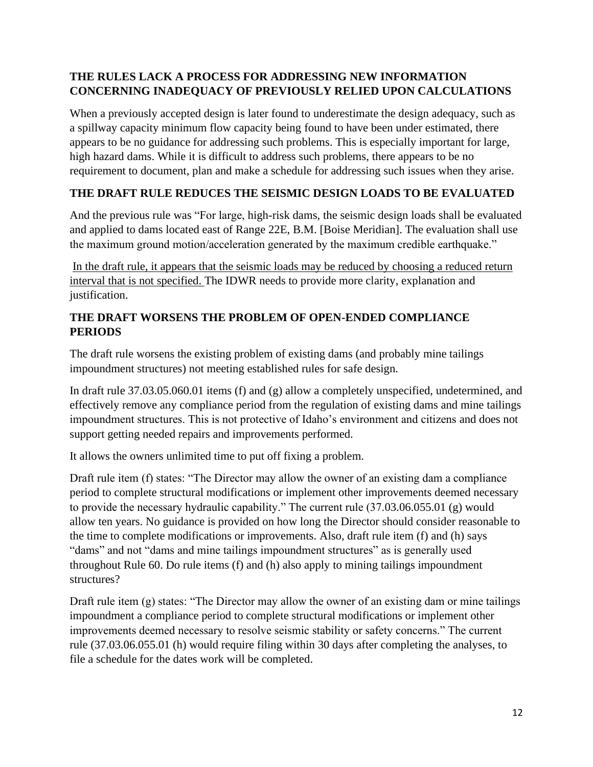## THE RULES LACK A PROCESS FOR ADDRESSING NEW INFORMATION CONCERNING INADEQUACY OF PREVIOUSLY RELIED UPON CALCULATIONS

When a previously accepted design is later found to underestimate the design adequacy, such as a spillway capacity minimum flow capacity being found to have been under estimated, there appears to be no guidance for addressing such problems. This is especially important for large, high hazard dams. While it is difficult to address such problems, there appears to be no requirement to document, plan and make a schedule for addressing such issues when they arise.

## THE DRAFT RULE REDUCES THE SEISMIC DESIGN LOADS TO BE EVALUATED

And the previous rule was "For large, high-risk dams, the seismic design loads shall be evaluated and applied to dams located east of Range 22E, B.M. [Boise Meridian]. The evaluation shall use the maximum ground motion/acceleration generated by the maximum credible earthquake."

<u>In the draft rule, it appears that the seismic loads may be reduced by choosing a reduced return interval that is not specified.</u> The IDWR needs to provide more clarity, explanation and justification.

## THE DRAFT WORSENS THE PROBLEM OF OPEN-ENDED COMPLIANCE PERIODS

The draft rule worsens the existing problem of existing dams (and probably mine tailings impoundment structures) not meeting established rules for safe design.

In draft rule 37.03.05.060.01 items (f) and (g) allow a completely unspecified, undetermined, and effectively remove any compliance period from the regulation of existing dams and mine tailings impoundment structures. This is not protective of Idaho's environment and citizens and does not support getting needed repairs and improvements performed.

It allows the owners unlimited time to put off fixing a problem.

Draft rule item (f) states: "The Director may allow the owner of an existing dam a compliance period to complete structural modifications or implement other improvements deemed necessary to provide the necessary hydraulic capability." The current rule (37.03.06.055.01 (g) would allow ten years. No guidance is provided on how long the Director should consider reasonable to the time to complete modifications or improvements. Also, draft rule item (f) and (h) says "dams" and not "dams and mine tailings impoundment structures" as is generally used throughout Rule 60. Do rule items (f) and (h) also apply to mining tailings impoundment structures?

Draft rule item (g) states: "The Director may allow the owner of an existing dam or mine tailings impoundment a compliance period to complete structural modifications or implement other improvements deemed necessary to resolve seismic stability or safety concerns." The current rule (37.03.06.055.01 (h) would require filing within 30 days after completing the analyses, to file a schedule for the dates work will be completed.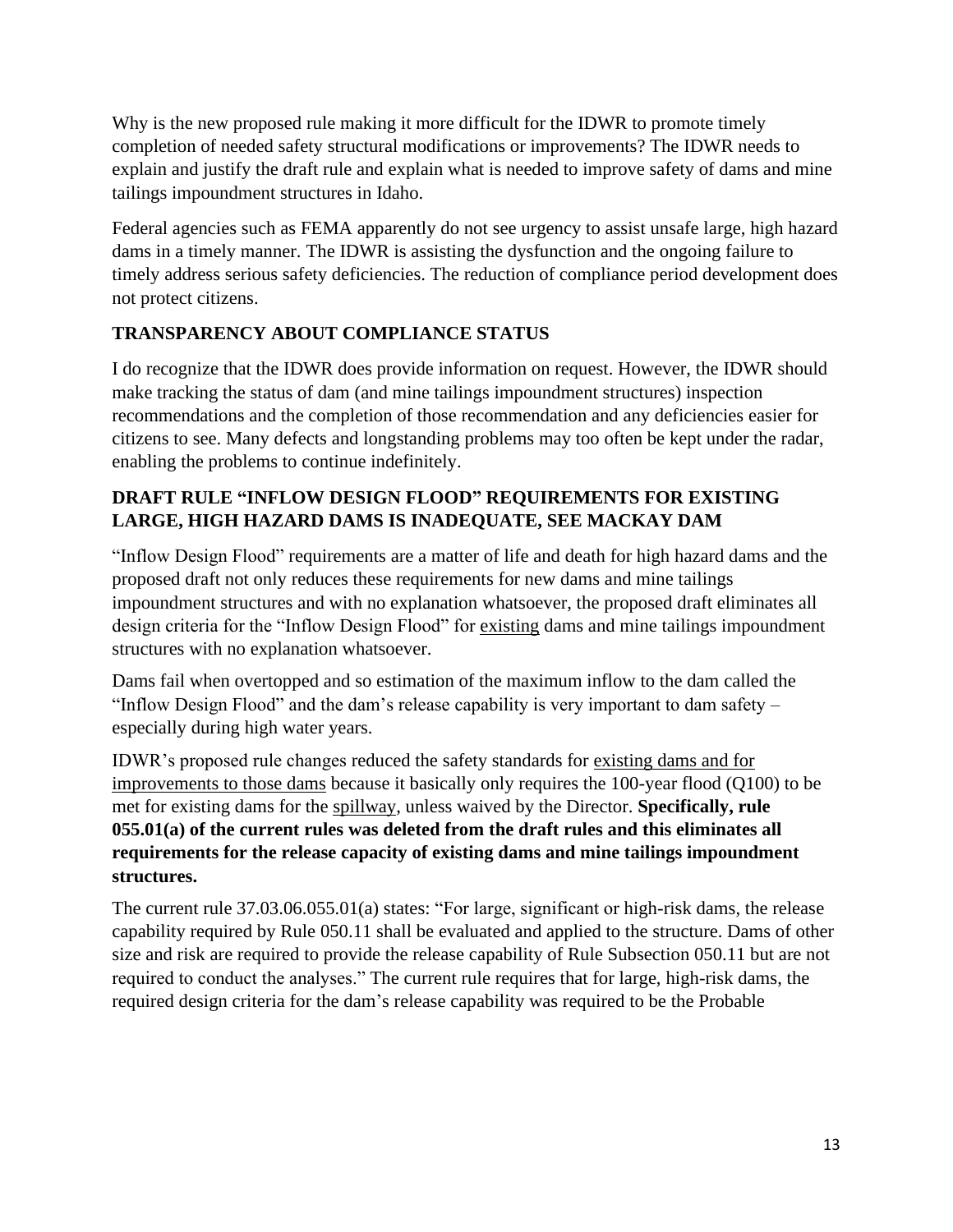Why is the new proposed rule making it more difficult for the IDWR to promote timely completion of needed safety structural modifications or improvements? The IDWR needs to explain and justify the draft rule and explain what is needed to improve safety of dams and mine tailings impoundment structures in Idaho.

Federal agencies such as FEMA apparently do not see urgency to assist unsafe large, high hazard dams in a timely manner. The IDWR is assisting the dysfunction and the ongoing failure to timely address serious safety deficiencies. The reduction of compliance period development does not protect citizens.

## TRANSPARENCY ABOUT COMPLIANCE STATUS

I do recognize that the IDWR does provide information on request. However, the IDWR should make tracking the status of dam (and mine tailings impoundment structures) inspection recommendations and the completion of those recommendation and any deficiencies easier for citizens to see. Many defects and longstanding problems may too often be kept under the radar, enabling the problems to continue indefinitely.

## DRAFT RULE "INFLOW DESIGN FLOOD" REQUIREMENTS FOR EXISTING LARGE, HIGH HAZARD DAMS IS INADEQUATE, SEE MACKAY DAM

"Inflow Design Flood" requirements are a matter of life and death for high hazard dams and the proposed draft not only reduces these requirements for new dams and mine tailings impoundment structures and with no explanation whatsoever, the proposed draft eliminates all design criteria for the "Inflow Design Flood" for <u>existing</u> dams and mine tailings impoundment structures with no explanation whatsoever.

Dams fail when overtopped and so estimation of the maximum inflow to the dam called the "Inflow Design Flood" and the dam's release capability is very important to dam safety – especially during high water years.

IDWR's proposed rule changes reduced the safety standards for <u>existing dams and for improvements to those dams</u> because it basically only requires the 100-year flood (Q100) to be met for existing dams for the <u>spillway</u>, unless waived by the Director. **Specifically, rule 055.01(a) of the current rules was deleted from the draft rules and this eliminates all requirements for the release capacity of existing dams and mine tailings impoundment structures.**

The current rule 37.03.06.055.01(a) states: "For large, significant or high-risk dams, the release capability required by Rule 050.11 shall be evaluated and applied to the structure. Dams of other size and risk are required to provide the release capability of Rule Subsection 050.11 but are not required to conduct the analyses." The current rule requires that for large, high-risk dams, the required design criteria for the dam's release capability was required to be the Probable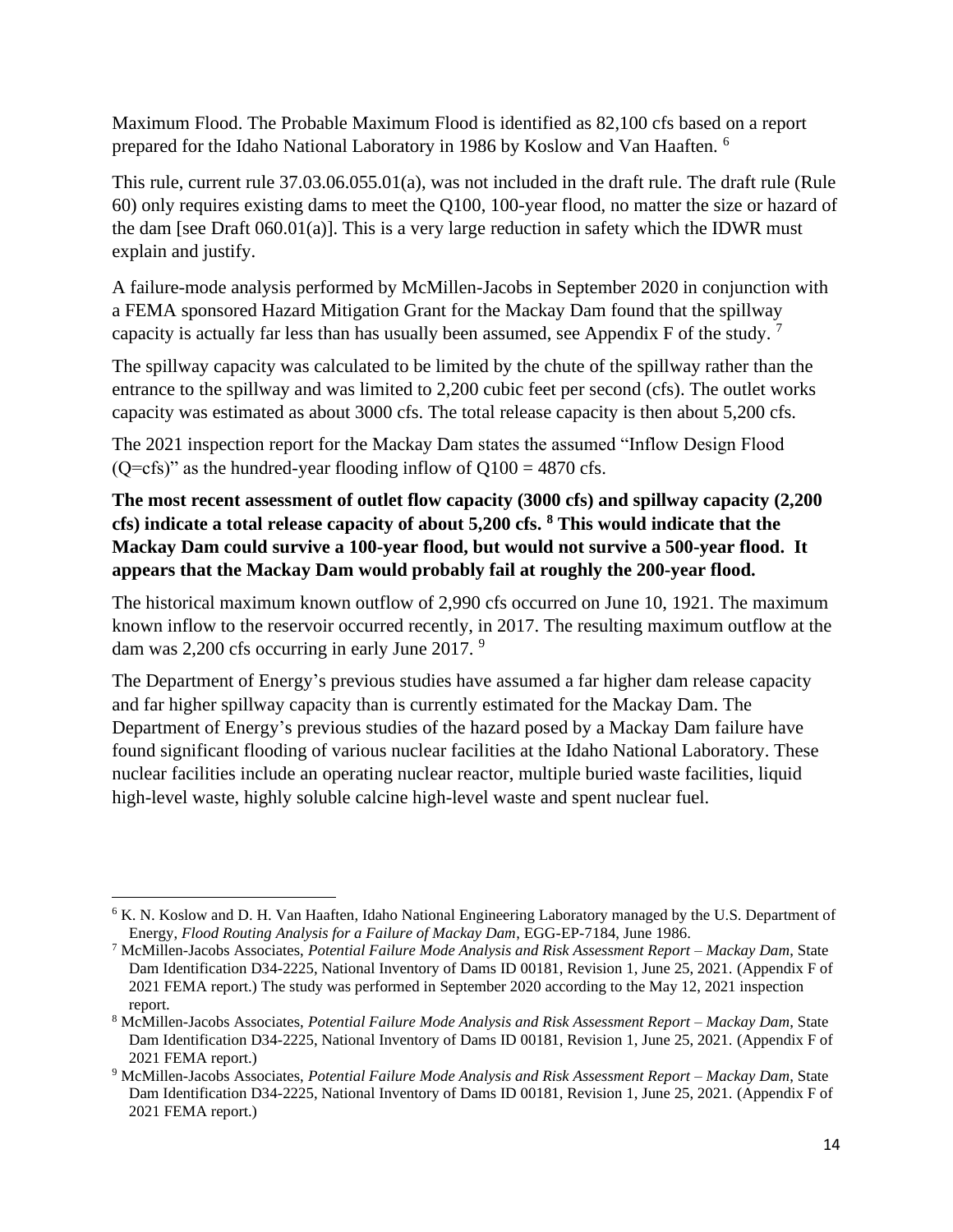Maximum Flood. The Probable Maximum Flood is identified as 82,100 cfs based on a report prepared for the Idaho National Laboratory in 1986 by Koslow and Van Haaften. [6]

This rule, current rule 37.03.06.055.01(a), was not included in the draft rule. The draft rule (Rule 60) only requires existing dams to meet the Q100, 100-year flood, no matter the size or hazard of the dam [see Draft 060.01(a)]. This is a very large reduction in safety which the IDWR must explain and justify.

A failure-mode analysis performed by McMillen-Jacobs in September 2020 in conjunction with a FEMA sponsored Hazard Mitigation Grant for the Mackay Dam found that the spillway capacity is actually far less than has usually been assumed, see Appendix F of the study. [7]

The spillway capacity was calculated to be limited by the chute of the spillway rather than the entrance to the spillway and was limited to 2,200 cubic feet per second (cfs). The outlet works capacity was estimated as about 3000 cfs. The total release capacity is then about 5,200 cfs.

The 2021 inspection report for the Mackay Dam states the assumed "Inflow Design Flood (Q=cfs)" as the hundred-year flooding inflow of Q100 = 4870 cfs.

**The most recent assessment of outlet flow capacity (3000 cfs) and spillway capacity (2,200 cfs) indicate a total release capacity of about 5,200 cfs. [8] This would indicate that the Mackay Dam could survive a 100-year flood, but would not survive a 500-year flood. It appears that the Mackay Dam would probably fail at roughly the 200-year flood.**

The historical maximum known outflow of 2,990 cfs occurred on June 10, 1921. The maximum known inflow to the reservoir occurred recently, in 2017. The resulting maximum outflow at the dam was 2,200 cfs occurring in early June 2017. [9]

The Department of Energy's previous studies have assumed a far higher dam release capacity and far higher spillway capacity than is currently estimated for the Mackay Dam. The Department of Energy's previous studies of the hazard posed by a Mackay Dam failure have found significant flooding of various nuclear facilities at the Idaho National Laboratory. These nuclear facilities include an operating nuclear reactor, multiple buried waste facilities, liquid high-level waste, highly soluble calcine high-level waste and spent nuclear fuel.

---

[6] K. N. Koslow and D. H. Van Haaften, Idaho National Engineering Laboratory managed by the U.S. Department of Energy, *Flood Routing Analysis for a Failure of Mackay Dam*, EGG-EP-7184, June 1986.

[7] McMillen-Jacobs Associates, *Potential Failure Mode Analysis and Risk Assessment Report – Mackay Dam*, State Dam Identification D34-2225, National Inventory of Dams ID 00181, Revision 1, June 25, 2021. (Appendix F of 2021 FEMA report.) The study was performed in September 2020 according to the May 12, 2021 inspection report.

[8] McMillen-Jacobs Associates, *Potential Failure Mode Analysis and Risk Assessment Report – Mackay Dam*, State Dam Identification D34-2225, National Inventory of Dams ID 00181, Revision 1, June 25, 2021. (Appendix F of 2021 FEMA report.)

[9] McMillen-Jacobs Associates, *Potential Failure Mode Analysis and Risk Assessment Report – Mackay Dam*, State Dam Identification D34-2225, National Inventory of Dams ID 00181, Revision 1, June 25, 2021. (Appendix F of 2021 FEMA report.)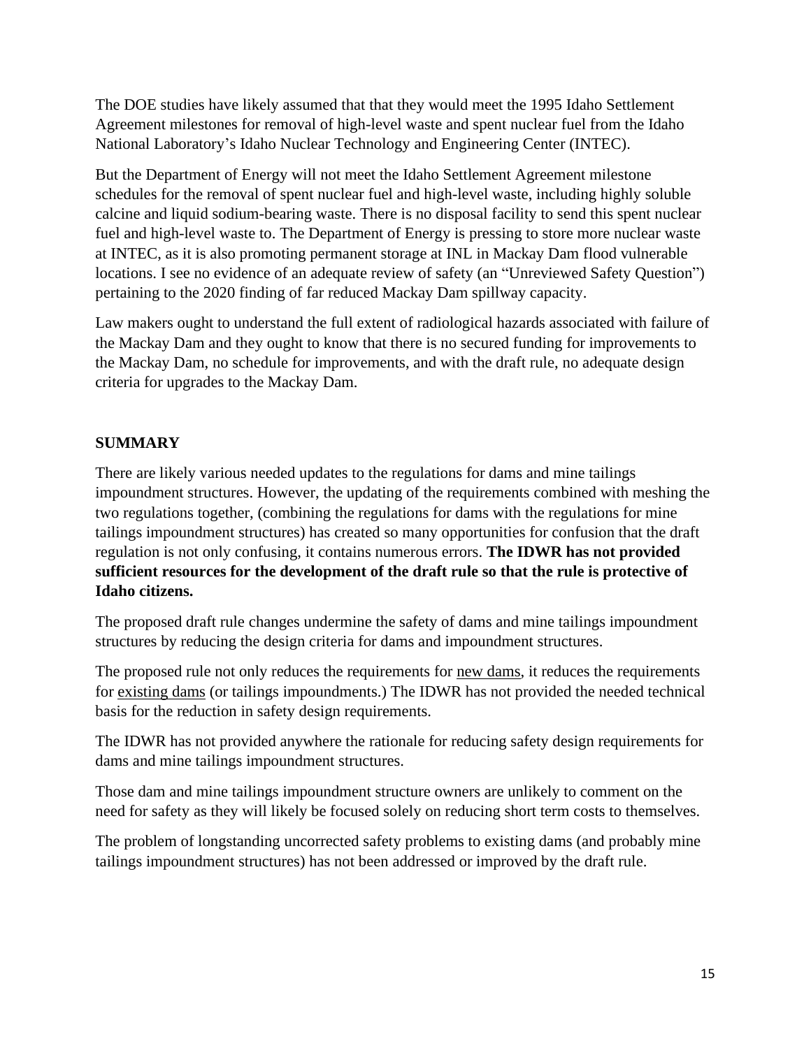The DOE studies have likely assumed that that they would meet the 1995 Idaho Settlement Agreement milestones for removal of high-level waste and spent nuclear fuel from the Idaho National Laboratory's Idaho Nuclear Technology and Engineering Center (INTEC).

But the Department of Energy will not meet the Idaho Settlement Agreement milestone schedules for the removal of spent nuclear fuel and high-level waste, including highly soluble calcine and liquid sodium-bearing waste. There is no disposal facility to send this spent nuclear fuel and high-level waste to. The Department of Energy is pressing to store more nuclear waste at INTEC, as it is also promoting permanent storage at INL in Mackay Dam flood vulnerable locations. I see no evidence of an adequate review of safety (an "Unreviewed Safety Question") pertaining to the 2020 finding of far reduced Mackay Dam spillway capacity.

Law makers ought to understand the full extent of radiological hazards associated with failure of the Mackay Dam and they ought to know that there is no secured funding for improvements to the Mackay Dam, no schedule for improvements, and with the draft rule, no adequate design criteria for upgrades to the Mackay Dam.

## SUMMARY

There are likely various needed updates to the regulations for dams and mine tailings impoundment structures. However, the updating of the requirements combined with meshing the two regulations together, (combining the regulations for dams with the regulations for mine tailings impoundment structures) has created so many opportunities for confusion that the draft regulation is not only confusing, it contains numerous errors. **The IDWR has not provided sufficient resources for the development of the draft rule so that the rule is protective of Idaho citizens.**

The proposed draft rule changes undermine the safety of dams and mine tailings impoundment structures by reducing the design criteria for dams and impoundment structures.

The proposed rule not only reduces the requirements for new dams, it reduces the requirements for existing dams (or tailings impoundments.) The IDWR has not provided the needed technical basis for the reduction in safety design requirements.

The IDWR has not provided anywhere the rationale for reducing safety design requirements for dams and mine tailings impoundment structures.

Those dam and mine tailings impoundment structure owners are unlikely to comment on the need for safety as they will likely be focused solely on reducing short term costs to themselves.

The problem of longstanding uncorrected safety problems to existing dams (and probably mine tailings impoundment structures) has not been addressed or improved by the draft rule.